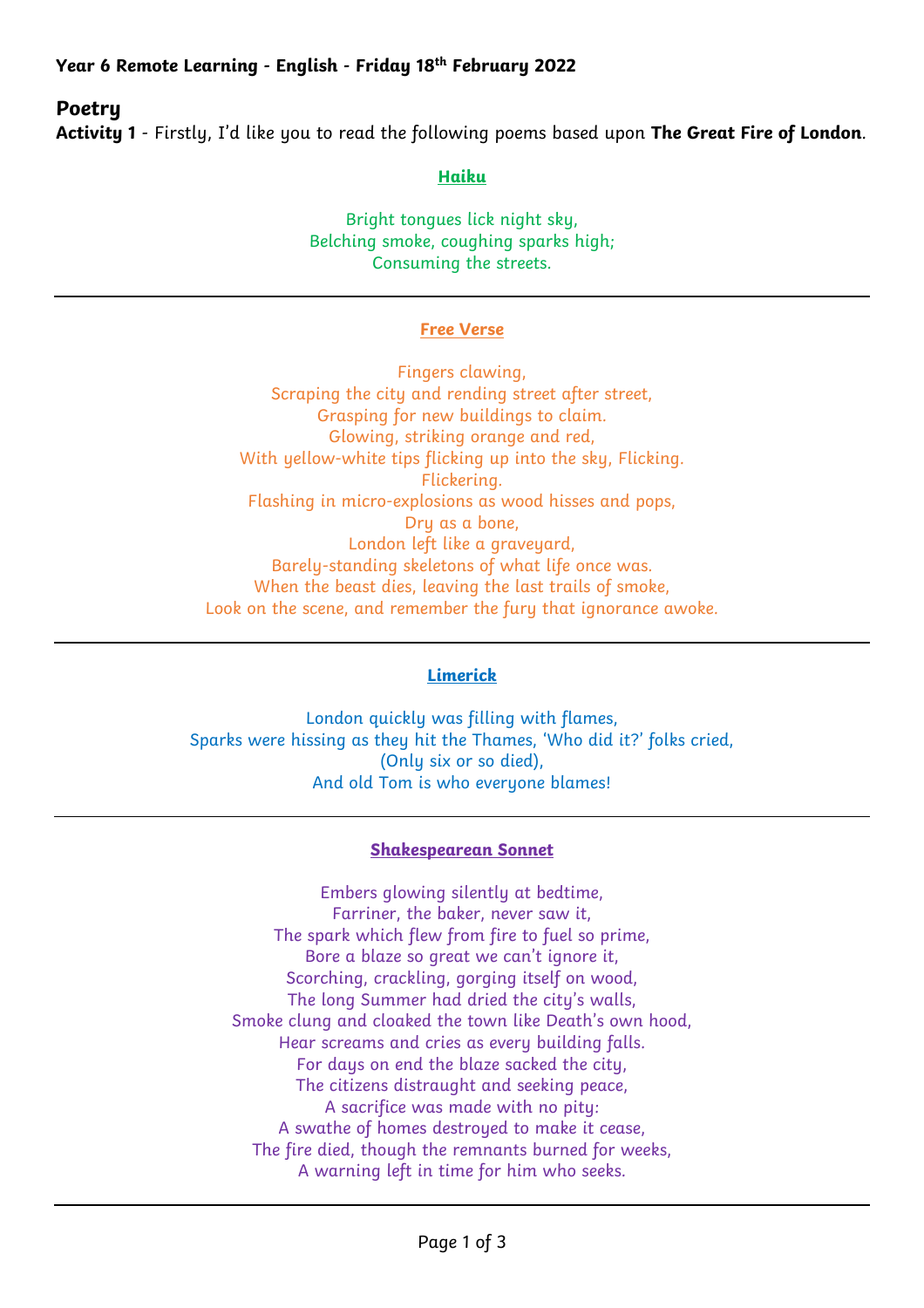**Year 6 Remote Learning - English - Friday 18th February 2022**

## Poetry

**Activity 1** - Firstly, I'd like you to read the following poems based upon **The Great Fire of London**.

### Haiku

Bright tongues lick night sky,
Belching smoke, coughing sparks high;
Consuming the streets.

---

### Free Verse

Fingers clawing,
Scraping the city and rending street after street,
Grasping for new buildings to claim.
Glowing, striking orange and red,
With yellow-white tips flicking up into the sky, Flicking.
Flickering.
Flashing in micro-explosions as wood hisses and pops,
Dry as a bone,
London left like a graveyard,
Barely-standing skeletons of what life once was.
When the beast dies, leaving the last trails of smoke,
Look on the scene, and remember the fury that ignorance awoke.

---

### Limerick

London quickly was filling with flames,
Sparks were hissing as they hit the Thames, 'Who did it?' folks cried,
(Only six or so died),
And old Tom is who everyone blames!

---

### Shakespearean Sonnet

Embers glowing silently at bedtime,
Farriner, the baker, never saw it,
The spark which flew from fire to fuel so prime,
Bore a blaze so great we can't ignore it,
Scorching, crackling, gorging itself on wood,
The long Summer had dried the city's walls,
Smoke clung and cloaked the town like Death's own hood,
Hear screams and cries as every building falls.
For days on end the blaze sacked the city,
The citizens distraught and seeking peace,
A sacrifice was made with no pity:
A swathe of homes destroyed to make it cease,
The fire died, though the remnants burned for weeks,
A warning left in time for him who seeks.

---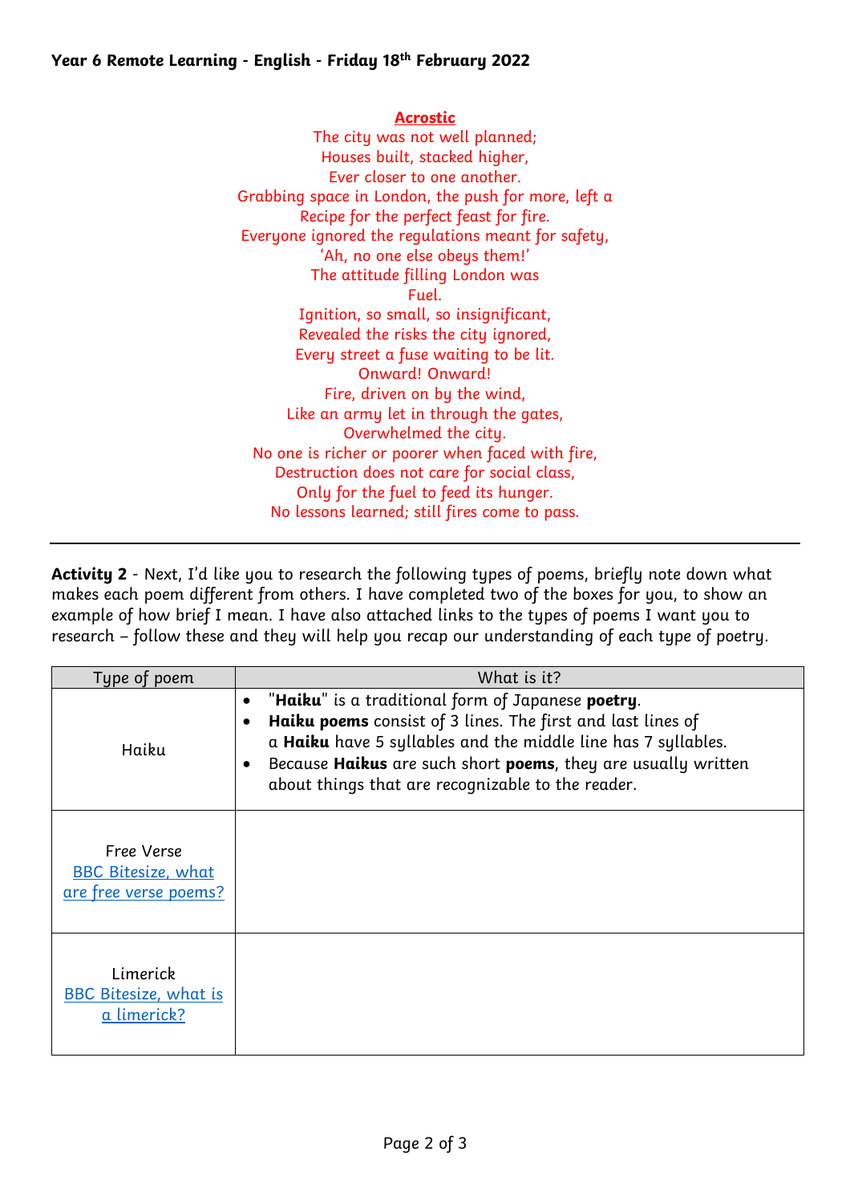**Year 6 Remote Learning - English - Friday 18th February 2022**

**Acrostic**

The city was not well planned;
Houses built, stacked higher,
Ever closer to one another.
Grabbing space in London, the push for more, left a
Recipe for the perfect feast for fire.
Everyone ignored the regulations meant for safety,
'Ah, no one else obeys them!'
The attitude filling London was
Fuel.
Ignition, so small, so insignificant,
Revealed the risks the city ignored,
Every street a fuse waiting to be lit.
Onward! Onward!
Fire, driven on by the wind,
Like an army let in through the gates,
Overwhelmed the city.
No one is richer or poorer when faced with fire,
Destruction does not care for social class,
Only for the fuel to feed its hunger.
No lessons learned; still fires come to pass.

---

**Activity 2** - Next, I'd like you to research the following types of poems, briefly note down what makes each poem different from others. I have completed two of the boxes for you, to show an example of how brief I mean. I have also attached links to the types of poems I want you to research – follow these and they will help you recap our understanding of each type of poetry.

| Type of poem | What is it? |
| --- | --- |
| Haiku | • "**Haiku**" is a traditional form of Japanese **poetry**. <br> • **Haiku poems** consist of 3 lines. The first and last lines of a **Haiku** have 5 syllables and the middle line has 7 syllables. <br> • Because **Haikus** are such short **poems**, they are usually written about things that are recognizable to the reader. |
| Free Verse<br>BBC Bitesize, what are free verse poems? | |
| Limerick<br>BBC Bitesize, what is a limerick? | |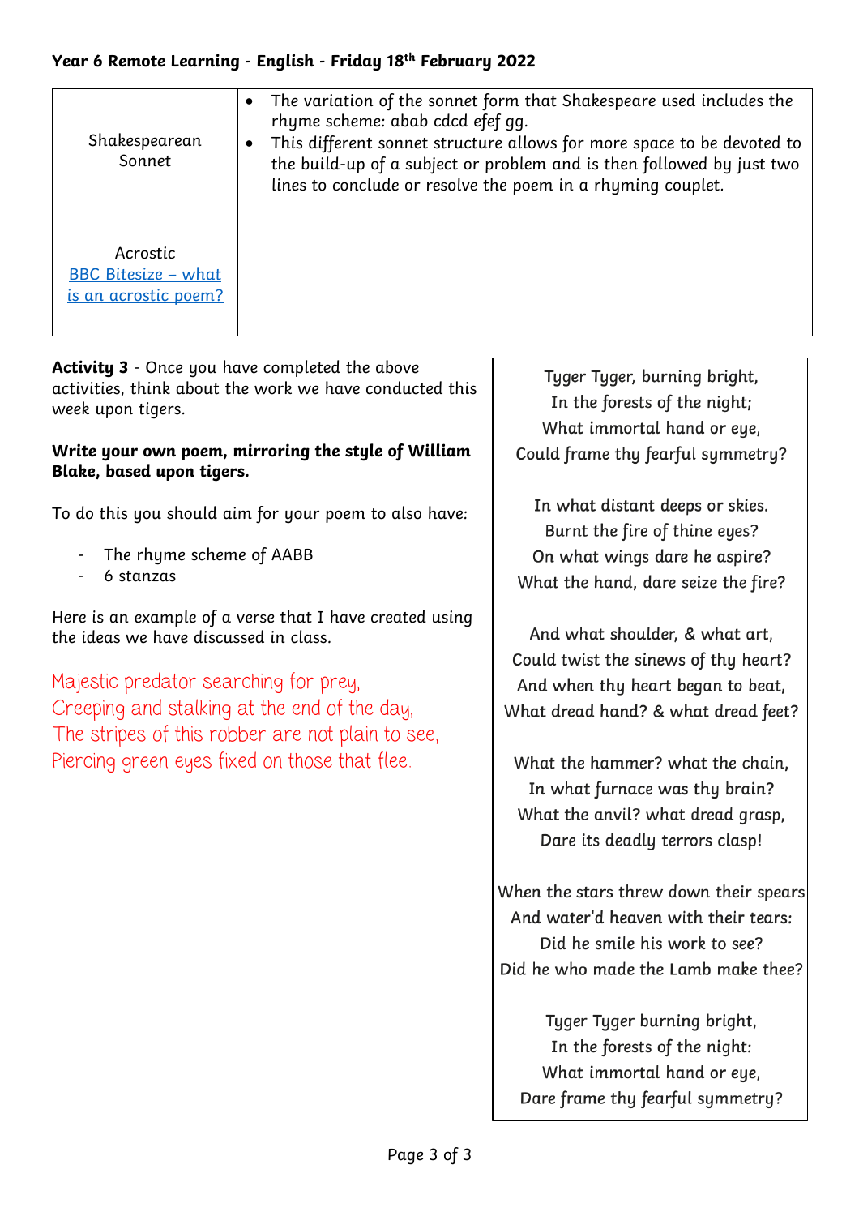**Year 6 Remote Learning - English - Friday 18th February 2022**

| | |
|---|---|
| Shakespearean Sonnet | • The variation of the sonnet form that Shakespeare used includes the rhyme scheme: abab cdcd efef gg.<br>• This different sonnet structure allows for more space to be devoted to the build-up of a subject or problem and is then followed by just two lines to conclude or resolve the poem in a rhyming couplet. |
| Acrostic<br>BBC Bitesize – what is an acrostic poem? | |

**Activity 3** - Once you have completed the above activities, think about the work we have conducted this week upon tigers.

**Write your own poem, mirroring the style of William Blake, based upon tigers.**

To do this you should aim for your poem to also have:

- The rhyme scheme of AABB
- 6 stanzas

Here is an example of a verse that I have created using the ideas we have discussed in class.

Majestic predator searching for prey,
Creeping and stalking at the end of the day,
The stripes of this robber are not plain to see,
Piercing green eyes fixed on those that flee.

Tyger Tyger, burning bright,
In the forests of the night;
What immortal hand or eye,
Could frame thy fearful symmetry?

In what distant deeps or skies.
Burnt the fire of thine eyes?
On what wings dare he aspire?
What the hand, dare seize the fire?

And what shoulder, & what art,
Could twist the sinews of thy heart?
And when thy heart began to beat,
What dread hand? & what dread feet?

What the hammer? what the chain,
In what furnace was thy brain?
What the anvil? what dread grasp,
Dare its deadly terrors clasp!

When the stars threw down their spears
And water'd heaven with their tears:
Did he smile his work to see?
Did he who made the Lamb make thee?

Tyger Tyger burning bright,
In the forests of the night:
What immortal hand or eye,
Dare frame thy fearful symmetry?